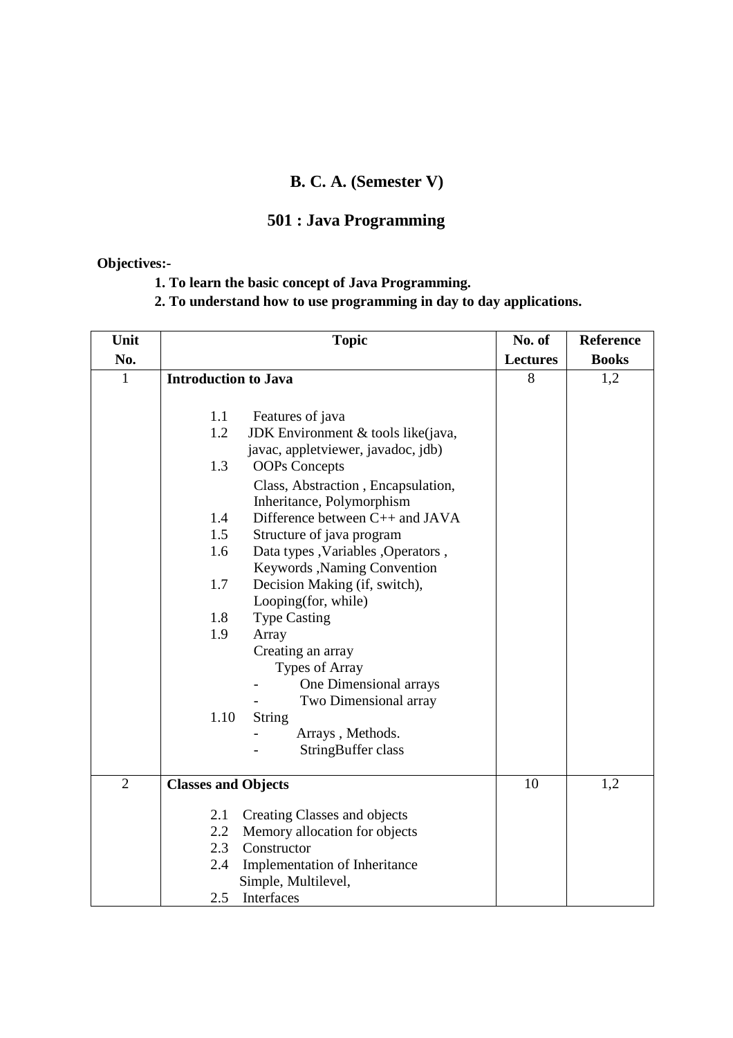# B. C. A. (Semester V)

## 501 : Java Programming

**Objectives:-**

1. **To learn the basic concept of Java Programming.**
2. **To understand how to use programming in day to day applications.**

| Unit No. | Topic | No. of Lectures | Reference Books |
|---|---|---|---|
| 1 | **Introduction to Java**<br><br>1.1 Features of java<br>1.2 JDK Environment & tools like(java, javac, appletviewer, javadoc, jdb)<br>1.3 OOPs Concepts<br>Class, Abstraction , Encapsulation, Inheritance, Polymorphism<br>1.4 Difference between C++ and JAVA<br>1.5 Structure of java program<br>1.6 Data types ,Variables ,Operators , Keywords ,Naming Convention<br>1.7 Decision Making (if, switch), Looping(for, while)<br>1.8 Type Casting<br>1.9 Array<br>Creating an array<br>Types of Array<br>- One Dimensional arrays<br>- Two Dimensional array<br>1.10 String<br>- Arrays , Methods.<br>- StringBuffer class | 8 | 1,2 |
| 2 | **Classes and Objects**<br><br>2.1 Creating Classes and objects<br>2.2 Memory allocation for objects<br>2.3 Constructor<br>2.4 Implementation of Inheritance<br>Simple, Multilevel,<br>2.5 Interfaces | 10 | 1,2 |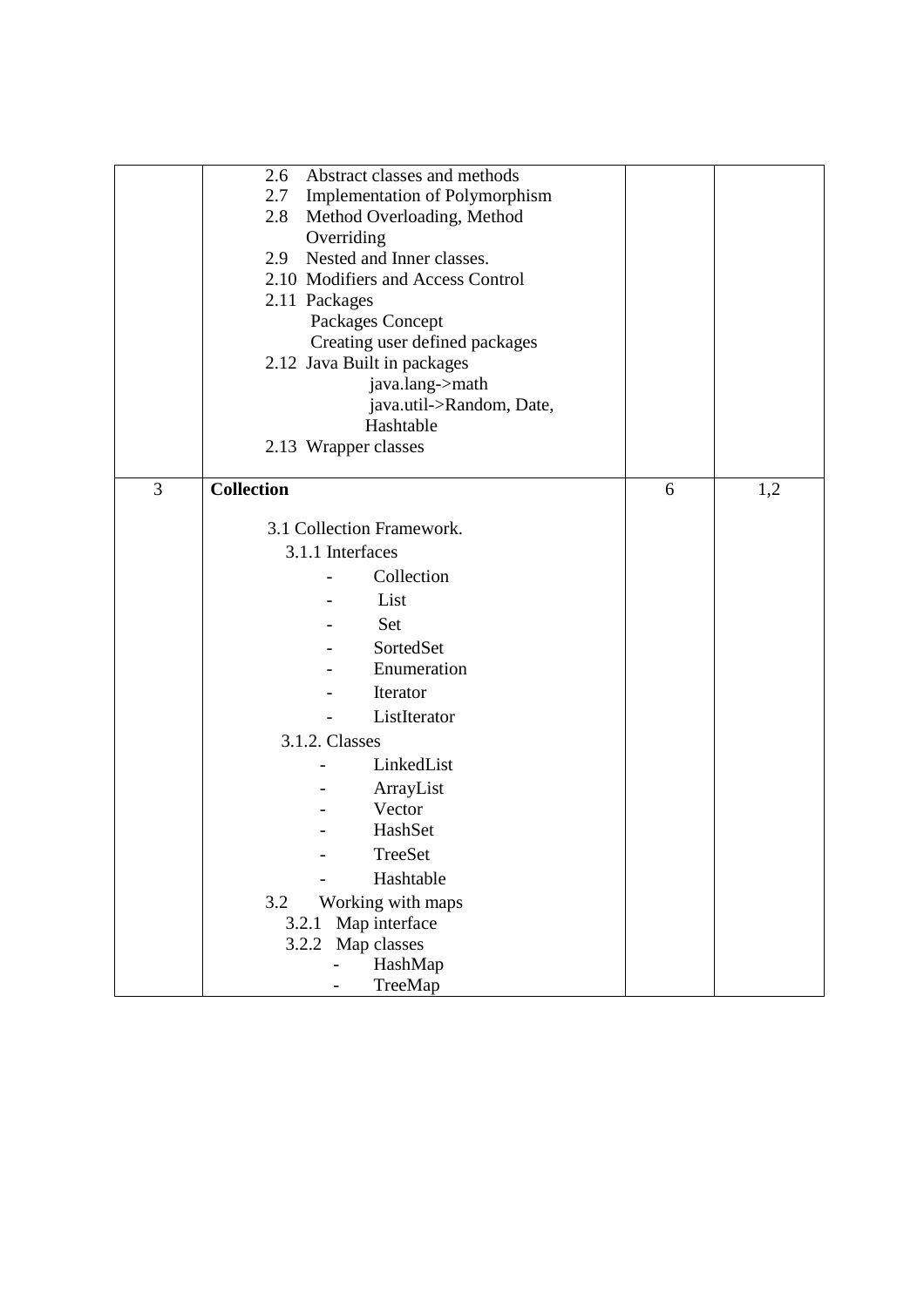| | | | |
|---|---|---|---|
| | 2.6 Abstract classes and methods<br>2.7 Implementation of Polymorphism<br>2.8 Method Overloading, Method Overriding<br>2.9 Nested and Inner classes.<br>2.10 Modifiers and Access Control<br>2.11 Packages<br>Packages Concept<br>Creating user defined packages<br>2.12 Java Built in packages<br>java.lang->math<br>java.util->Random, Date, Hashtable<br>2.13 Wrapper classes | | |
| 3 | **Collection**<br><br>3.1 Collection Framework.<br>3.1.1 Interfaces<br>- Collection<br>- List<br>- Set<br>- SortedSet<br>- Enumeration<br>- Iterator<br>- ListIterator<br>3.1.2. Classes<br>- LinkedList<br>- ArrayList<br>- Vector<br>- HashSet<br>- TreeSet<br>- Hashtable<br>3.2 Working with maps<br>3.2.1 Map interface<br>3.2.2 Map classes<br>- HashMap<br>- TreeMap | 6 | 1,2 |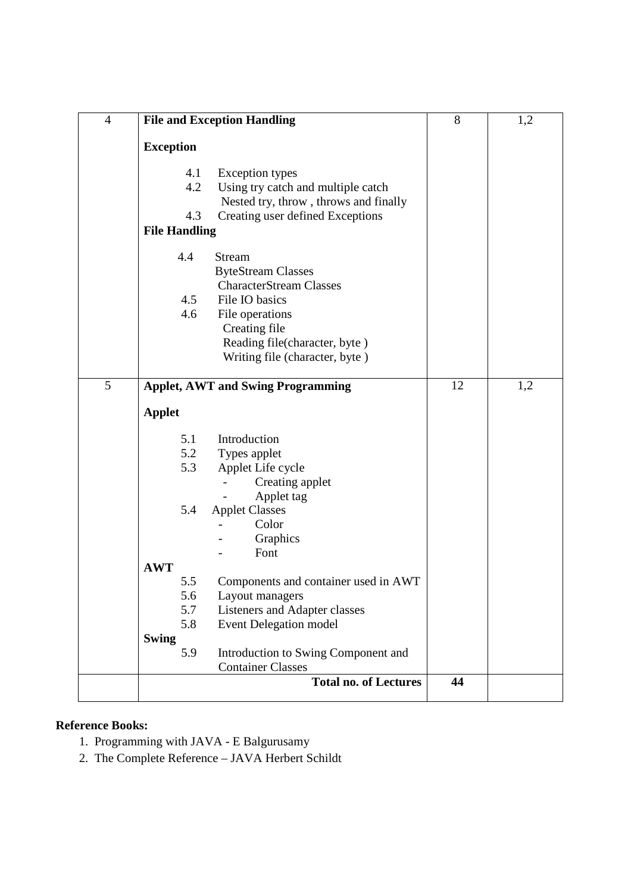| 4 | **File and Exception Handling**<br><br>**Exception**<br><br>4.1 Exception types<br>4.2 Using try catch and multiple catch<br>Nested try, throw , throws and finally<br>4.3 Creating user defined Exceptions<br>**File Handling**<br><br>4.4 Stream<br>ByteStream Classes<br>CharacterStream Classes<br>4.5 File IO basics<br>4.6 File operations<br>Creating file<br>Reading file(character, byte )<br>Writing file (character, byte ) | 8 | 1,2 |
|---|---|---|---|
| 5 | **Applet, AWT and Swing Programming**<br><br>**Applet**<br><br>5.1 Introduction<br>5.2 Types applet<br>5.3 Applet Life cycle<br>- Creating applet<br>- Applet tag<br>5.4 Applet Classes<br>- Color<br>- Graphics<br>- Font<br>**AWT**<br>5.5 Components and container used in AWT<br>5.6 Layout managers<br>5.7 Listeners and Adapter classes<br>5.8 Event Delegation model<br>**Swing**<br>5.9 Introduction to Swing Component and Container Classes | 12 | 1,2 |
| | **Total no. of Lectures** | **44** | |

**Reference Books:**

1. Programming with JAVA - E Balgurusamy
2. The Complete Reference – JAVA Herbert Schildt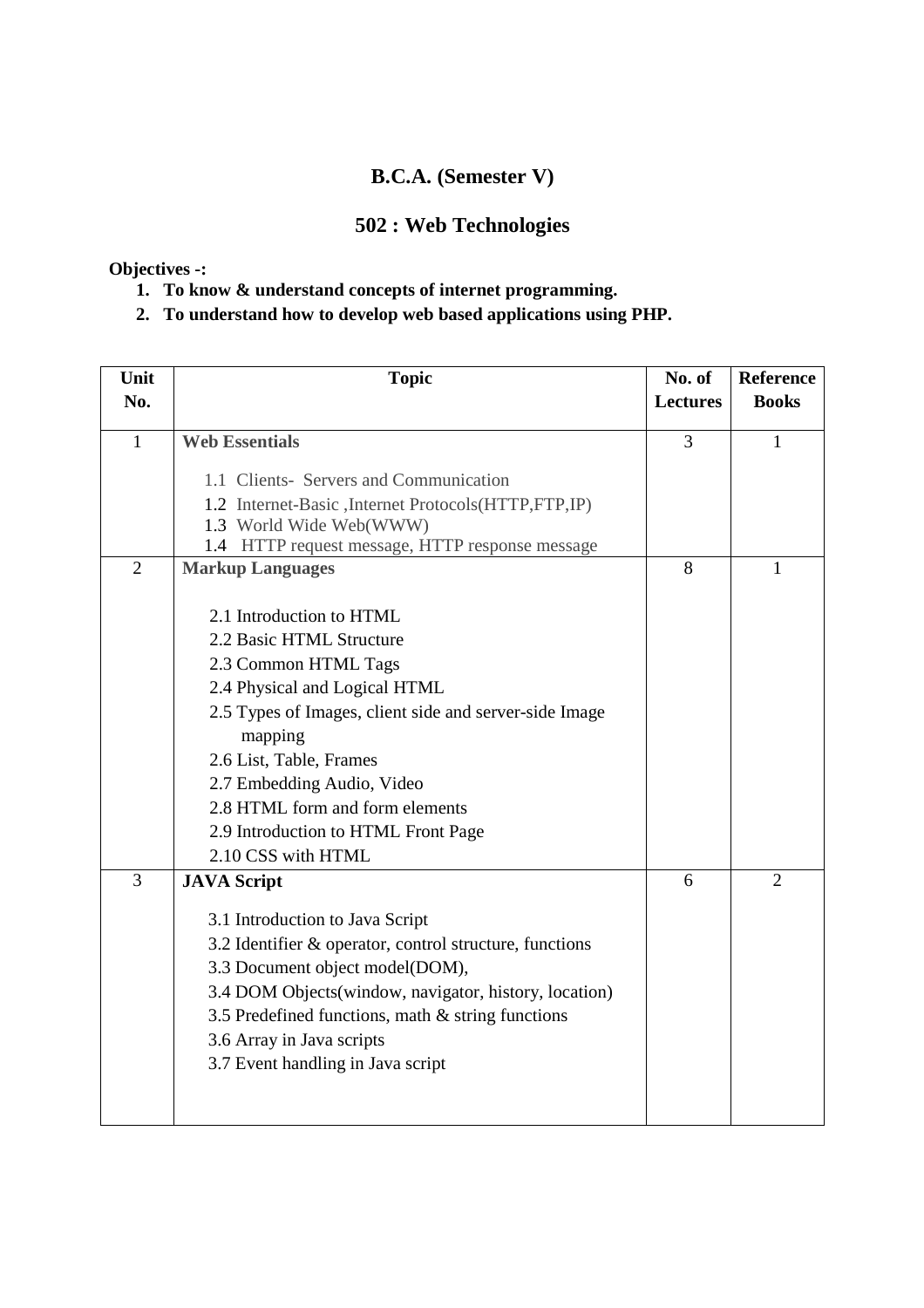# B.C.A. (Semester V)

## 502 : Web Technologies

**Objectives -:**

1. **To know & understand concepts of internet programming.**
2. **To understand how to develop web based applications using PHP.**

| Unit No. | Topic | No. of Lectures | Reference Books |
|---|---|---|---|
| 1 | **Web Essentials**<br><br>1.1 Clients- Servers and Communication<br>1.2 Internet-Basic ,Internet Protocols(HTTP,FTP,IP)<br>1.3 World Wide Web(WWW)<br>1.4 HTTP request message, HTTP response message | 3 | 1 |
| 2 | **Markup Languages**<br><br>2.1 Introduction to HTML<br>2.2 Basic HTML Structure<br>2.3 Common HTML Tags<br>2.4 Physical and Logical HTML<br>2.5 Types of Images, client side and server-side Image mapping<br>2.6 List, Table, Frames<br>2.7 Embedding Audio, Video<br>2.8 HTML form and form elements<br>2.9 Introduction to HTML Front Page<br>2.10 CSS with HTML | 8 | 1 |
| 3 | **JAVA Script**<br><br>3.1 Introduction to Java Script<br>3.2 Identifier & operator, control structure, functions<br>3.3 Document object model(DOM),<br>3.4 DOM Objects(window, navigator, history, location)<br>3.5 Predefined functions, math & string functions<br>3.6 Array in Java scripts<br>3.7 Event handling in Java script | 6 | 2 |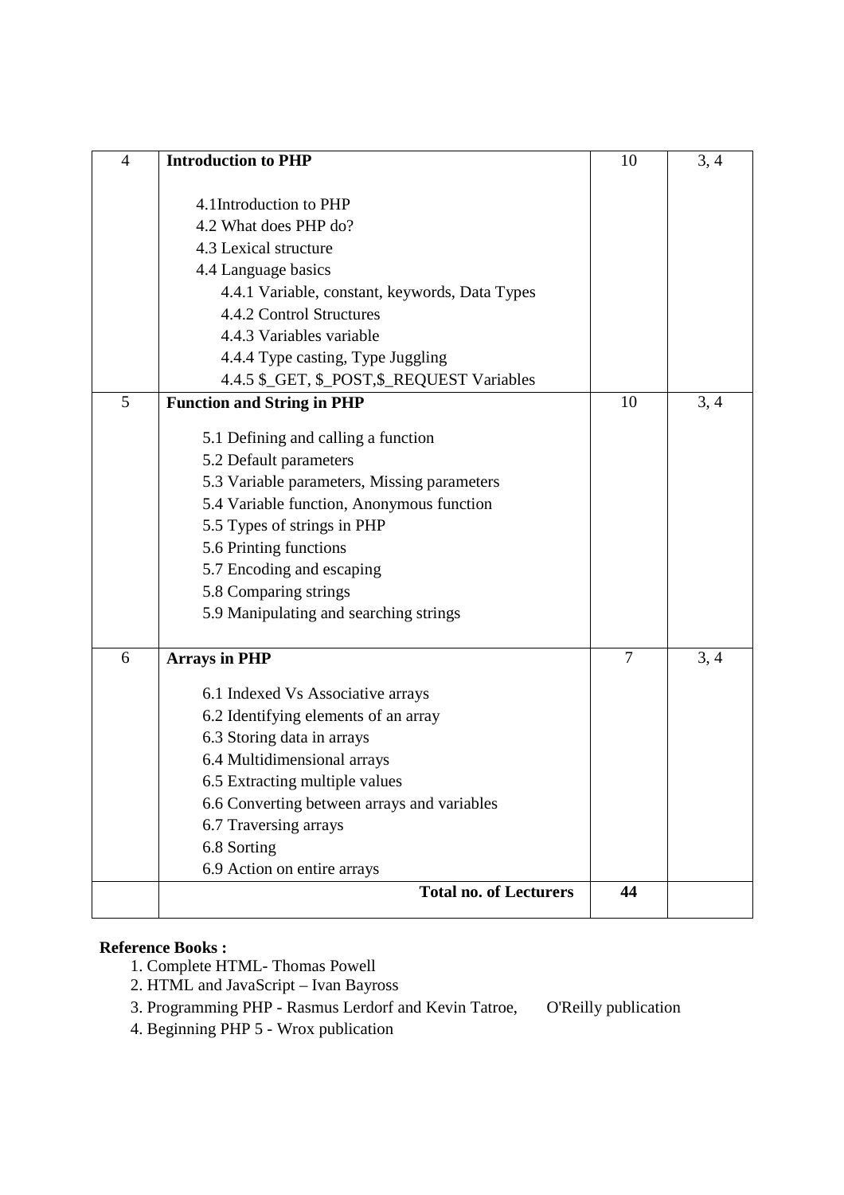| | | | |
|---|---|---|---|
| 4 | **Introduction to PHP**<br><br>4.1Introduction to PHP<br>4.2 What does PHP do?<br>4.3 Lexical structure<br>4.4 Language basics<br>4.4.1 Variable, constant, keywords, Data Types<br>4.4.2 Control Structures<br>4.4.3 Variables variable<br>4.4.4 Type casting, Type Juggling<br>4.4.5 $_GET, $_POST,$_REQUEST Variables | 10 | 3, 4 |
| 5 | **Function and String in PHP**<br><br>5.1 Defining and calling a function<br>5.2 Default parameters<br>5.3 Variable parameters, Missing parameters<br>5.4 Variable function, Anonymous function<br>5.5 Types of strings in PHP<br>5.6 Printing functions<br>5.7 Encoding and escaping<br>5.8 Comparing strings<br>5.9 Manipulating and searching strings | 10 | 3, 4 |
| 6 | **Arrays in PHP**<br><br>6.1 Indexed Vs Associative arrays<br>6.2 Identifying elements of an array<br>6.3 Storing data in arrays<br>6.4 Multidimensional arrays<br>6.5 Extracting multiple values<br>6.6 Converting between arrays and variables<br>6.7 Traversing arrays<br>6.8 Sorting<br>6.9 Action on entire arrays | 7 | 3, 4 |
| | **Total no. of Lecturers** | **44** | |

**Reference Books :**

1. Complete HTML- Thomas Powell
2. HTML and JavaScript – Ivan Bayross
3. Programming PHP - Rasmus Lerdorf and Kevin Tatroe, O'Reilly publication
4. Beginning PHP 5 - Wrox publication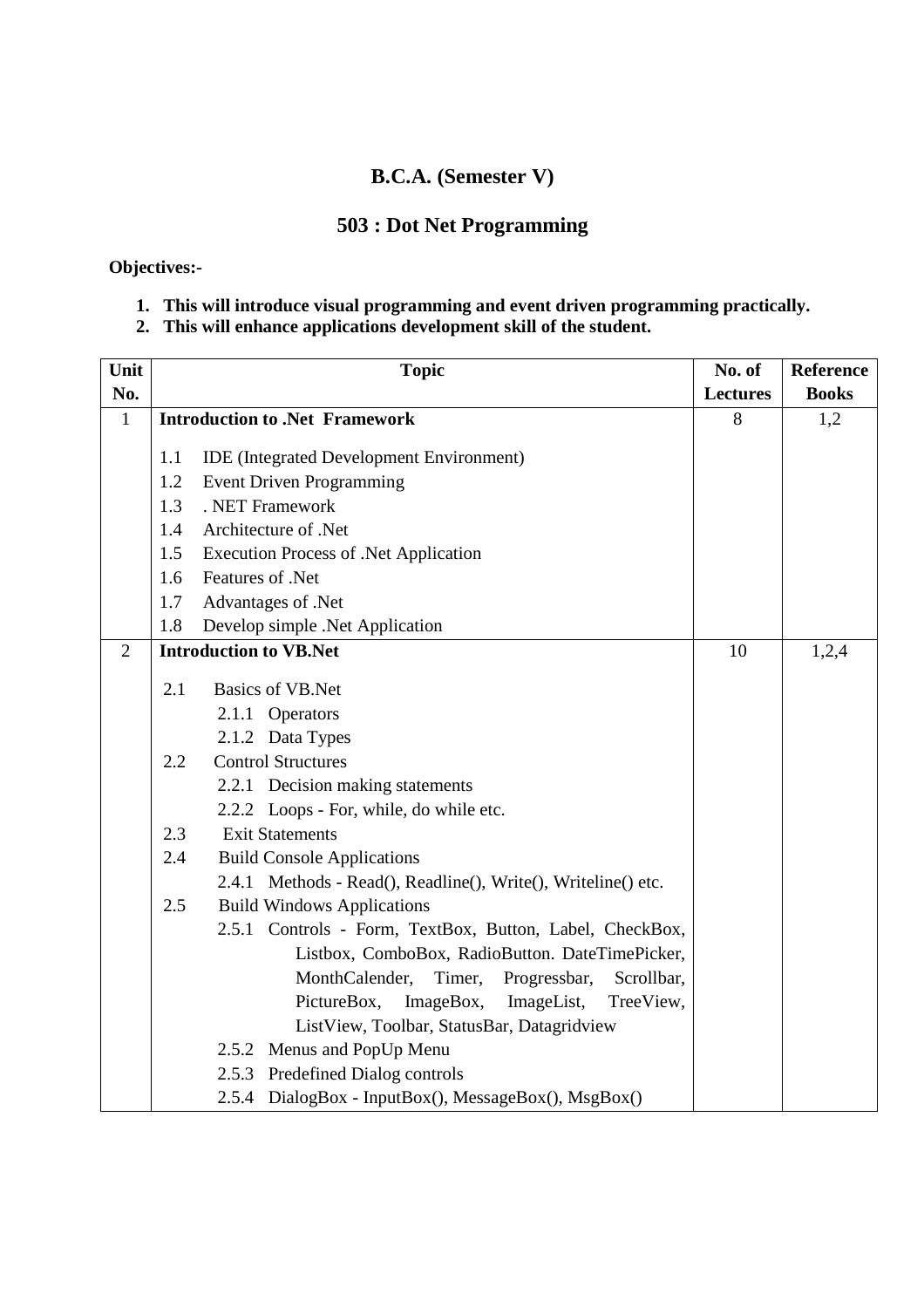## B.C.A. (Semester V)

## 503 : Dot Net Programming

**Objectives:-**

1. **This will introduce visual programming and event driven programming practically.**
2. **This will enhance applications development skill of the student.**

| Unit No. | Topic | No. of Lectures | Reference Books |
|---|---|---|---|
| 1 | **Introduction to .Net Framework**<br><br>1.1 IDE (Integrated Development Environment)<br>1.2 Event Driven Programming<br>1.3 . NET Framework<br>1.4 Architecture of .Net<br>1.5 Execution Process of .Net Application<br>1.6 Features of .Net<br>1.7 Advantages of .Net<br>1.8 Develop simple .Net Application | 8 | 1,2 |
| 2 | **Introduction to VB.Net**<br><br>2.1 Basics of VB.Net<br>2.1.1 Operators<br>2.1.2 Data Types<br>2.2 Control Structures<br>2.2.1 Decision making statements<br>2.2.2 Loops - For, while, do while etc.<br>2.3 Exit Statements<br>2.4 Build Console Applications<br>2.4.1 Methods - Read(), Readline(), Write(), Writeline() etc.<br>2.5 Build Windows Applications<br>2.5.1 Controls - Form, TextBox, Button, Label, CheckBox, Listbox, ComboBox, RadioButton. DateTimePicker, MonthCalender, Timer, Progressbar, Scrollbar, PictureBox, ImageBox, ImageList, TreeView, ListView, Toolbar, StatusBar, Datagridview<br>2.5.2 Menus and PopUp Menu<br>2.5.3 Predefined Dialog controls<br>2.5.4 DialogBox - InputBox(), MessageBox(), MsgBox() | 10 | 1,2,4 |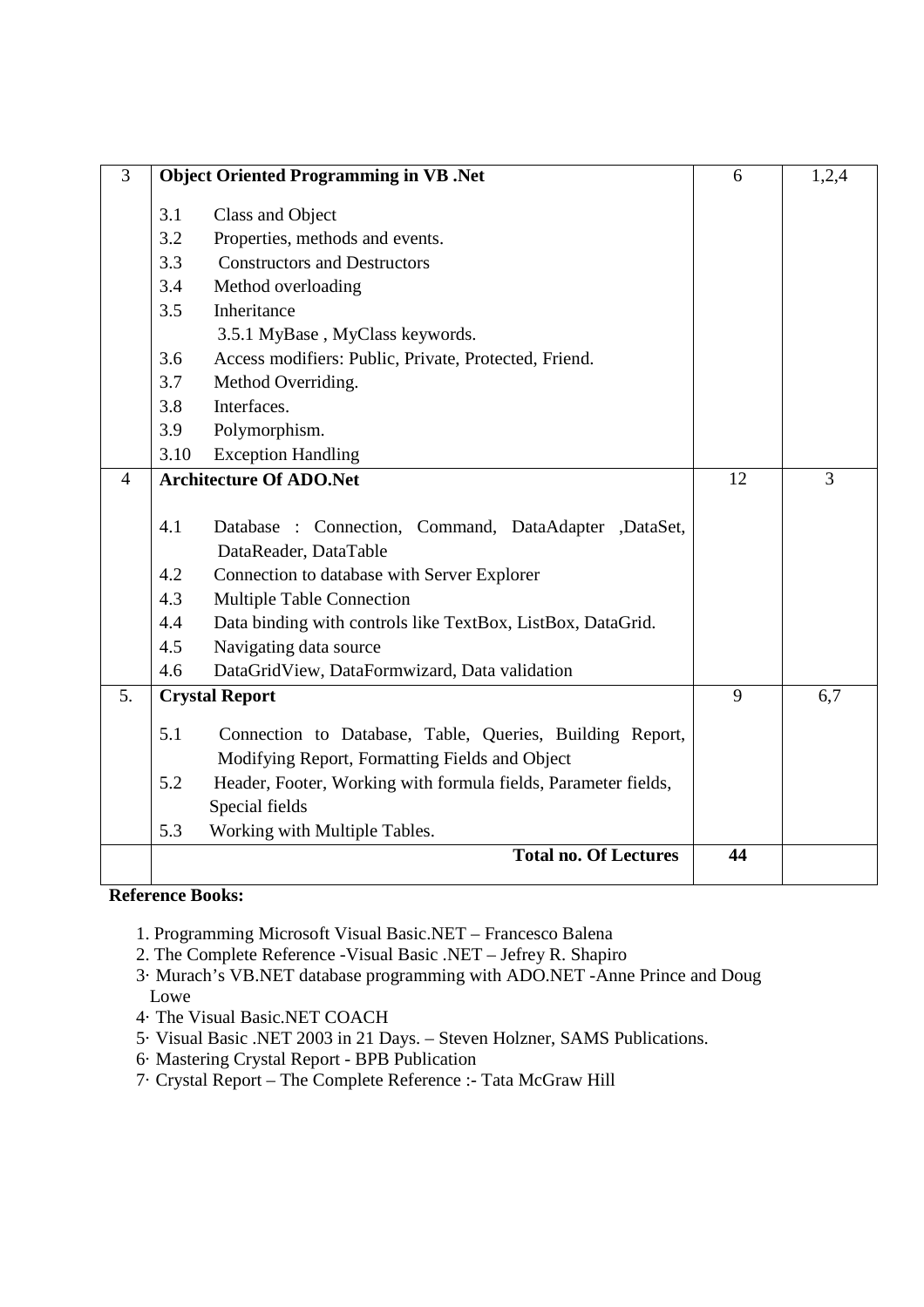| 3 | **Object Oriented Programming in VB .Net**<br><br>3.1 Class and Object<br>3.2 Properties, methods and events.<br>3.3 Constructors and Destructors<br>3.4 Method overloading<br>3.5 Inheritance<br>3.5.1 MyBase , MyClass keywords.<br>3.6 Access modifiers: Public, Private, Protected, Friend.<br>3.7 Method Overriding.<br>3.8 Interfaces.<br>3.9 Polymorphism.<br>3.10 Exception Handling | 6 | 1,2,4 |
|---|---|---|---|
| 4 | **Architecture Of ADO.Net**<br><br>4.1 Database : Connection, Command, DataAdapter ,DataSet, DataReader, DataTable<br>4.2 Connection to database with Server Explorer<br>4.3 Multiple Table Connection<br>4.4 Data binding with controls like TextBox, ListBox, DataGrid.<br>4.5 Navigating data source<br>4.6 DataGridView, DataFormwizard, Data validation | 12 | 3 |
| 5. | **Crystal Report**<br><br>5.1 Connection to Database, Table, Queries, Building Report, Modifying Report, Formatting Fields and Object<br>5.2 Header, Footer, Working with formula fields, Parameter fields, Special fields<br>5.3 Working with Multiple Tables. | 9 | 6,7 |
| | **Total no. Of Lectures** | **44** | |

**Reference Books:**

1. Programming Microsoft Visual Basic.NET – Francesco Balena
2. The Complete Reference -Visual Basic .NET – Jefrey R. Shapiro
3. Murach's VB.NET database programming with ADO.NET -Anne Prince and Doug Lowe
4. The Visual Basic.NET COACH
5. Visual Basic .NET 2003 in 21 Days. – Steven Holzner, SAMS Publications.
6. Mastering Crystal Report - BPB Publication
7. Crystal Report – The Complete Reference :- Tata McGraw Hill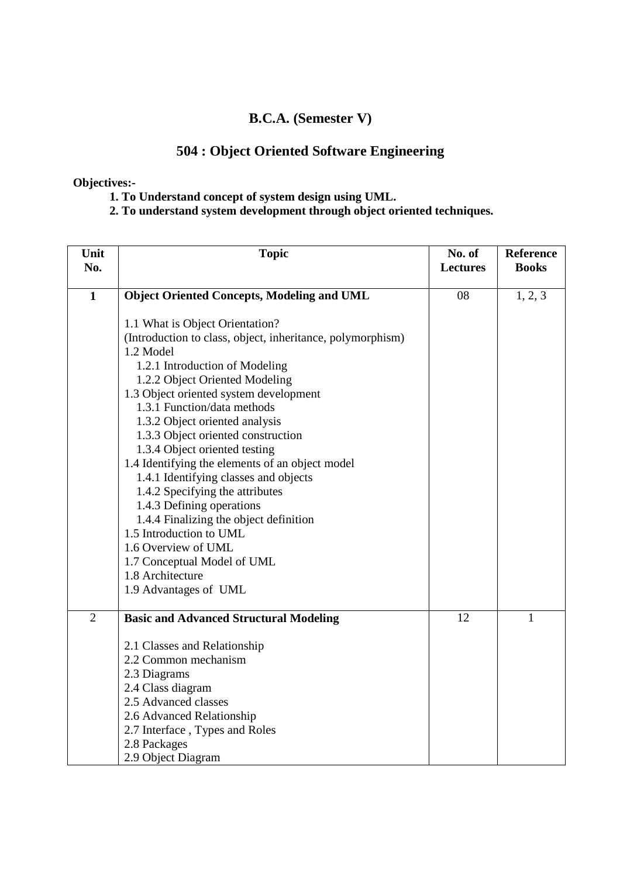# B.C.A. (Semester V)

## 504 : Object Oriented Software Engineering

**Objectives:-**

1. **To Understand concept of system design using UML.**
2. **To understand system development through object oriented techniques.**

| Unit No. | Topic | No. of Lectures | Reference Books |
|---|---|---|---|
| **1** | **Object Oriented Concepts, Modeling and UML**<br><br>1.1 What is Object Orientation?<br>(Introduction to class, object, inheritance, polymorphism)<br>1.2 Model<br>1.2.1 Introduction of Modeling<br>1.2.2 Object Oriented Modeling<br>1.3 Object oriented system development<br>1.3.1 Function/data methods<br>1.3.2 Object oriented analysis<br>1.3.3 Object oriented construction<br>1.3.4 Object oriented testing<br>1.4 Identifying the elements of an object model<br>1.4.1 Identifying classes and objects<br>1.4.2 Specifying the attributes<br>1.4.3 Defining operations<br>1.4.4 Finalizing the object definition<br>1.5 Introduction to UML<br>1.6 Overview of UML<br>1.7 Conceptual Model of UML<br>1.8 Architecture<br>1.9 Advantages of UML | 08 | 1, 2, 3 |
| 2 | **Basic and Advanced Structural Modeling**<br><br>2.1 Classes and Relationship<br>2.2 Common mechanism<br>2.3 Diagrams<br>2.4 Class diagram<br>2.5 Advanced classes<br>2.6 Advanced Relationship<br>2.7 Interface , Types and Roles<br>2.8 Packages<br>2.9 Object Diagram | 12 | 1 |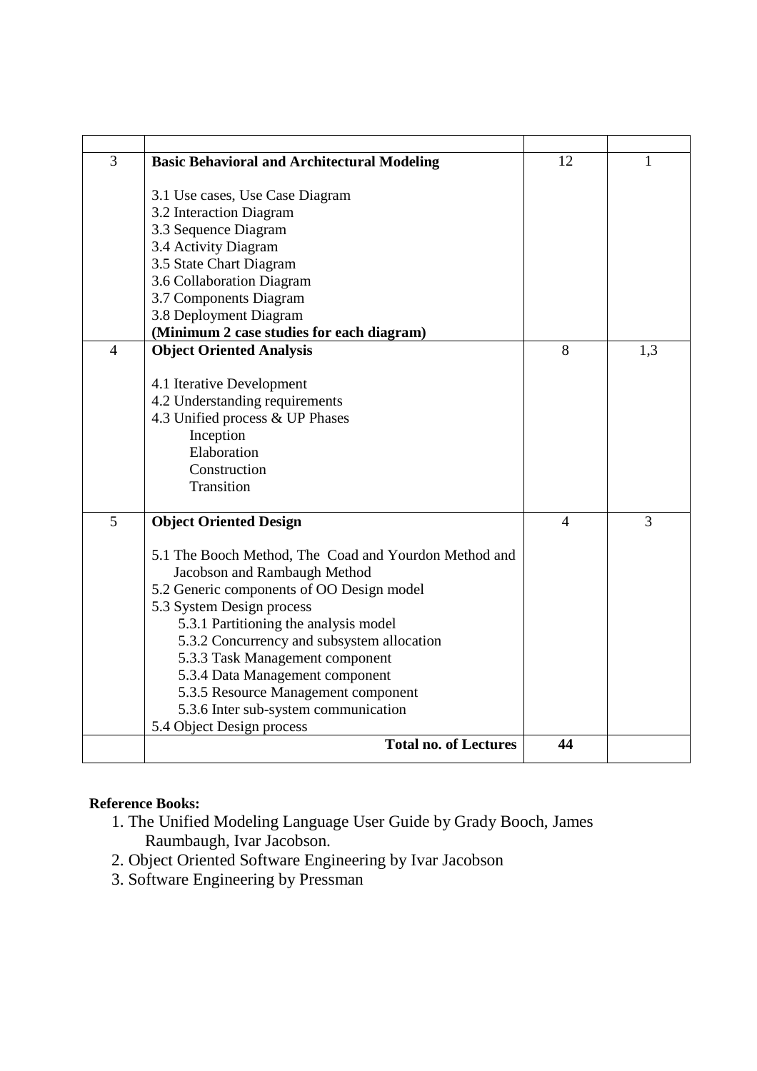| | | | |
|---|---|---|---|
| 3 | **Basic Behavioral and Architectural Modeling**<br><br>3.1 Use cases, Use Case Diagram<br>3.2 Interaction Diagram<br>3.3 Sequence Diagram<br>3.4 Activity Diagram<br>3.5 State Chart Diagram<br>3.6 Collaboration Diagram<br>3.7 Components Diagram<br>3.8 Deployment Diagram<br>**(Minimum 2 case studies for each diagram)** | 12 | 1 |
| 4 | **Object Oriented Analysis**<br><br>4.1 Iterative Development<br>4.2 Understanding requirements<br>4.3 Unified process & UP Phases<br>Inception<br>Elaboration<br>Construction<br>Transition | 8 | 1,3 |
| 5 | **Object Oriented Design**<br><br>5.1 The Booch Method, The Coad and Yourdon Method and Jacobson and Rambaugh Method<br>5.2 Generic components of OO Design model<br>5.3 System Design process<br>5.3.1 Partitioning the analysis model<br>5.3.2 Concurrency and subsystem allocation<br>5.3.3 Task Management component<br>5.3.4 Data Management component<br>5.3.5 Resource Management component<br>5.3.6 Inter sub-system communication<br>5.4 Object Design process | 4 | 3 |
| | **Total no. of Lectures** | **44** | |

**Reference Books:**

1. The Unified Modeling Language User Guide by Grady Booch, James Raumbaugh, Ivar Jacobson.
2. Object Oriented Software Engineering by Ivar Jacobson
3. Software Engineering by Pressman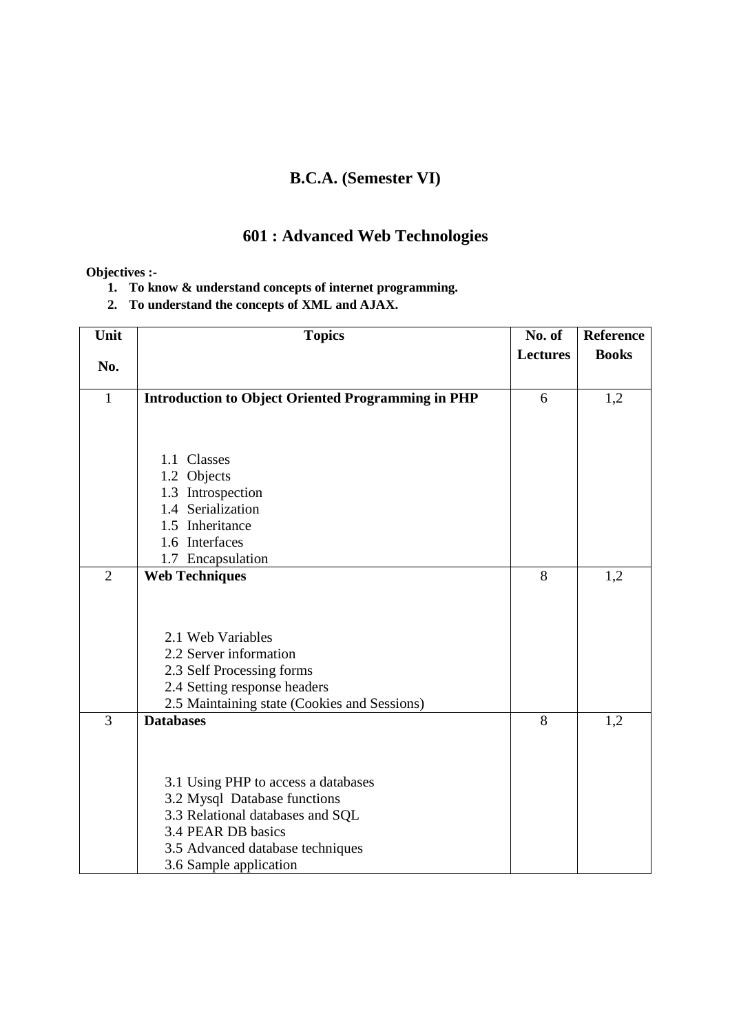# B.C.A. (Semester VI)

## 601 : Advanced Web Technologies

**Objectives :-**

1. **To know & understand concepts of internet programming.**
2. **To understand the concepts of XML and AJAX.**

| Unit No. | Topics | No. of Lectures | Reference Books |
|---|---|---|---|
| 1 | **Introduction to Object Oriented Programming in PHP**<br><br>1.1 Classes<br>1.2 Objects<br>1.3 Introspection<br>1.4 Serialization<br>1.5 Inheritance<br>1.6 Interfaces<br>1.7 Encapsulation | 6 | 1,2 |
| 2 | **Web Techniques**<br><br>2.1 Web Variables<br>2.2 Server information<br>2.3 Self Processing forms<br>2.4 Setting response headers<br>2.5 Maintaining state (Cookies and Sessions) | 8 | 1,2 |
| 3 | **Databases**<br><br>3.1 Using PHP to access a databases<br>3.2 Mysql Database functions<br>3.3 Relational databases and SQL<br>3.4 PEAR DB basics<br>3.5 Advanced database techniques<br>3.6 Sample application | 8 | 1,2 |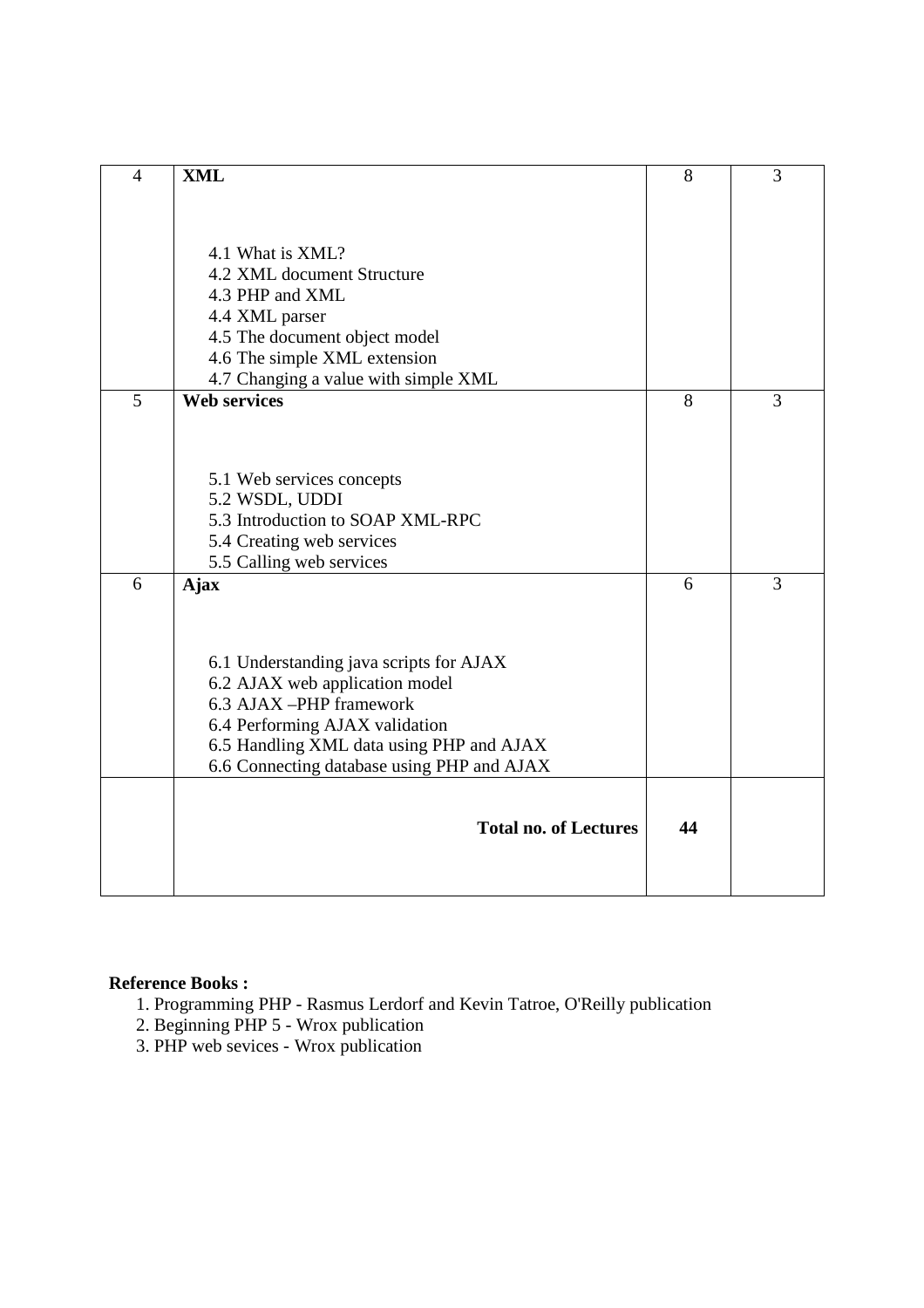| 4 | **XML**<br><br>4.1 What is XML?<br>4.2 XML document Structure<br>4.3 PHP and XML<br>4.4 XML parser<br>4.5 The document object model<br>4.6 The simple XML extension<br>4.7 Changing a value with simple XML | 8 | 3 |
|---|---|---|---|
| 5 | **Web services**<br><br>5.1 Web services concepts<br>5.2 WSDL, UDDI<br>5.3 Introduction to SOAP XML-RPC<br>5.4 Creating web services<br>5.5 Calling web services | 8 | 3 |
| 6 | **Ajax**<br><br>6.1 Understanding java scripts for AJAX<br>6.2 AJAX web application model<br>6.3 AJAX –PHP framework<br>6.4 Performing AJAX validation<br>6.5 Handling XML data using PHP and AJAX<br>6.6 Connecting database using PHP and AJAX | 6 | 3 |
| | **Total no. of Lectures** | **44** | |

**Reference Books :**

1. Programming PHP - Rasmus Lerdorf and Kevin Tatroe, O'Reilly publication
2. Beginning PHP 5 - Wrox publication
3. PHP web sevices - Wrox publication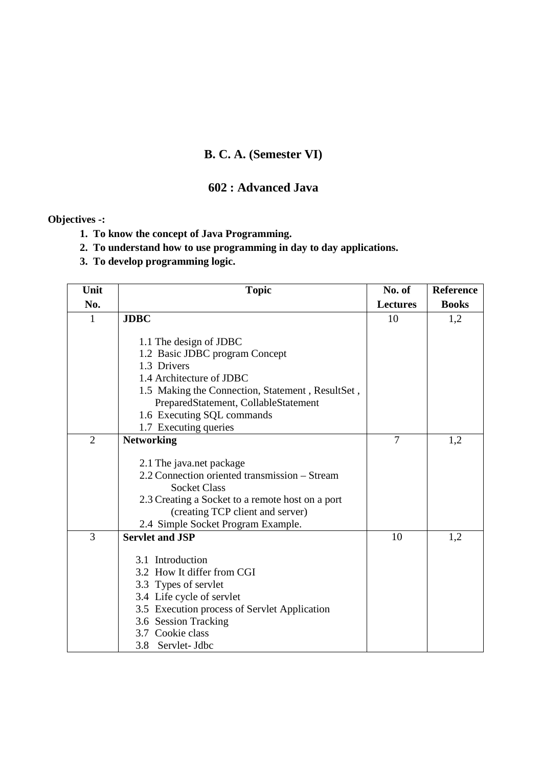## B. C. A. (Semester VI)

## 602 : Advanced Java

**Objectives -:**

1. **To know the concept of Java Programming.**
2. **To understand how to use programming in day to day applications.**
3. **To develop programming logic.**

| Unit No. | Topic | No. of Lectures | Reference Books |
|---|---|---|---|
| 1 | **JDBC**<br><br>1.1 The design of JDBC<br>1.2 Basic JDBC program Concept<br>1.3 Drivers<br>1.4 Architecture of JDBC<br>1.5 Making the Connection, Statement , ResultSet , PreparedStatement, CollableStatement<br>1.6 Executing SQL commands<br>1.7 Executing queries | 10 | 1,2 |
| 2 | **Networking**<br><br>2.1 The java.net package<br>2.2 Connection oriented transmission – Stream Socket Class<br>2.3 Creating a Socket to a remote host on a port (creating TCP client and server)<br>2.4 Simple Socket Program Example. | 7 | 1,2 |
| 3 | **Servlet and JSP**<br><br>3.1 Introduction<br>3.2 How It differ from CGI<br>3.3 Types of servlet<br>3.4 Life cycle of servlet<br>3.5 Execution process of Servlet Application<br>3.6 Session Tracking<br>3.7 Cookie class<br>3.8 Servlet- Jdbc | 10 | 1,2 |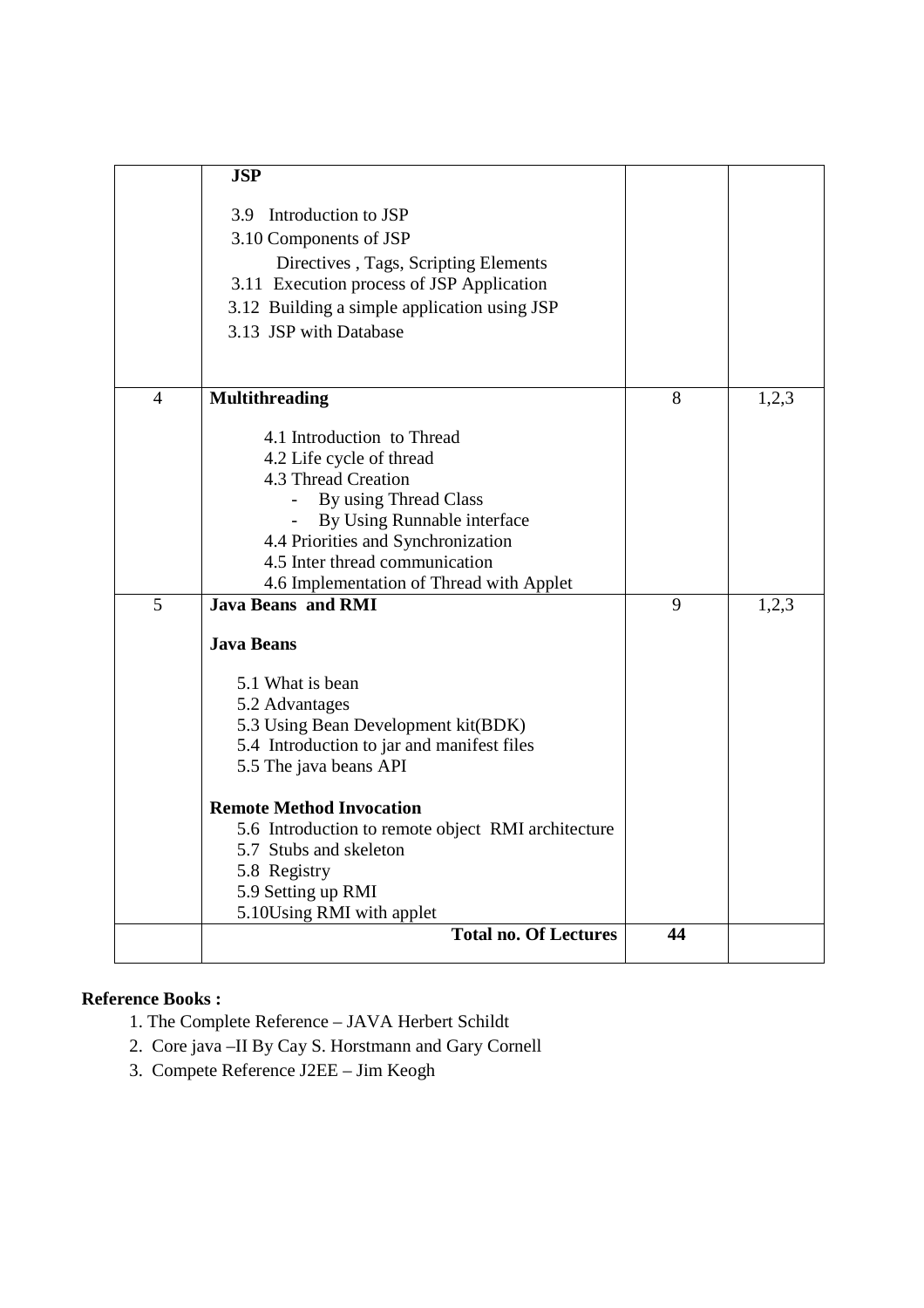| | | | |
|---|---|---|---|
| | **JSP**<br><br>3.9 Introduction to JSP<br>3.10 Components of JSP<br>Directives , Tags, Scripting Elements<br>3.11 Execution process of JSP Application<br>3.12 Building a simple application using JSP<br>3.13 JSP with Database | | |
| 4 | **Multithreading**<br><br>4.1 Introduction to Thread<br>4.2 Life cycle of thread<br>4.3 Thread Creation<br>- By using Thread Class<br>- By Using Runnable interface<br>4.4 Priorities and Synchronization<br>4.5 Inter thread communication<br>4.6 Implementation of Thread with Applet | 8 | 1,2,3 |
| 5 | **Java Beans and RMI**<br><br>**Java Beans**<br><br>5.1 What is bean<br>5.2 Advantages<br>5.3 Using Bean Development kit(BDK)<br>5.4 Introduction to jar and manifest files<br>5.5 The java beans API<br><br>**Remote Method Invocation**<br>5.6 Introduction to remote object RMI architecture<br>5.7 Stubs and skeleton<br>5.8 Registry<br>5.9 Setting up RMI<br>5.10Using RMI with applet | 9 | 1,2,3 |
| | **Total no. Of Lectures** | **44** | |

**Reference Books :**

1. The Complete Reference – JAVA Herbert Schildt
2. Core java –II By Cay S. Horstmann and Gary Cornell
3. Compete Reference J2EE – Jim Keogh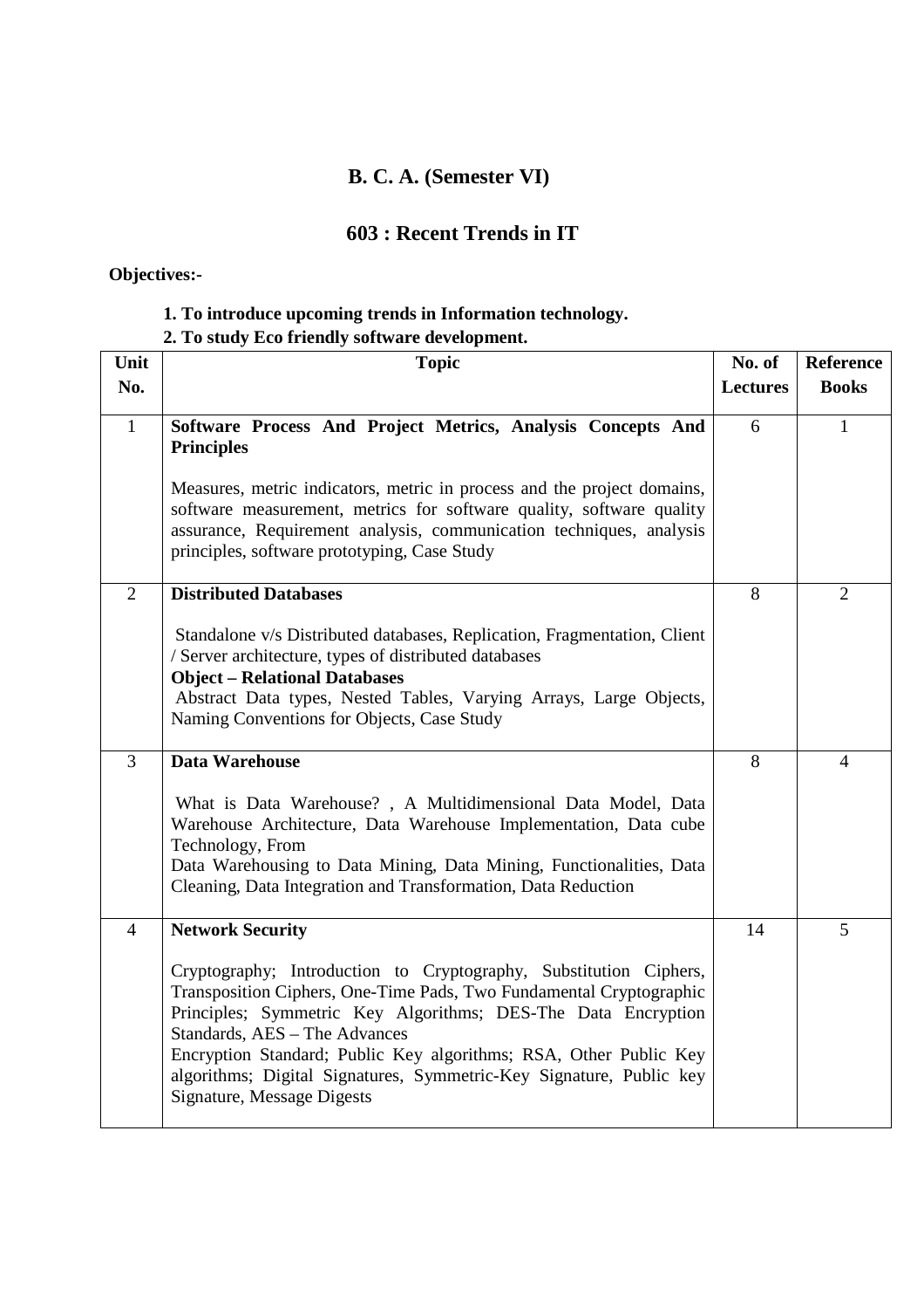# B. C. A. (Semester VI)

## 603 : Recent Trends in IT

**Objectives:-**

1. **To introduce upcoming trends in Information technology.**
2. **To study Eco friendly software development.**

| Unit No. | Topic | No. of Lectures | Reference Books |
|---|---|---|---|
| 1 | **Software Process And Project Metrics, Analysis Concepts And Principles**<br><br>Measures, metric indicators, metric in process and the project domains, software measurement, metrics for software quality, software quality assurance, Requirement analysis, communication techniques, analysis principles, software prototyping, Case Study | 6 | 1 |
| 2 | **Distributed Databases**<br><br>Standalone v/s Distributed databases, Replication, Fragmentation, Client / Server architecture, types of distributed databases<br>**Object – Relational Databases**<br>Abstract Data types, Nested Tables, Varying Arrays, Large Objects, Naming Conventions for Objects, Case Study | 8 | 2 |
| 3 | **Data Warehouse**<br><br>What is Data Warehouse? , A Multidimensional Data Model, Data Warehouse Architecture, Data Warehouse Implementation, Data cube Technology, From<br>Data Warehousing to Data Mining, Data Mining, Functionalities, Data Cleaning, Data Integration and Transformation, Data Reduction | 8 | 4 |
| 4 | **Network Security**<br><br>Cryptography; Introduction to Cryptography, Substitution Ciphers, Transposition Ciphers, One-Time Pads, Two Fundamental Cryptographic Principles; Symmetric Key Algorithms; DES-The Data Encryption Standards, AES – The Advances<br>Encryption Standard; Public Key algorithms; RSA, Other Public Key algorithms; Digital Signatures, Symmetric-Key Signature, Public key Signature, Message Digests | 14 | 5 |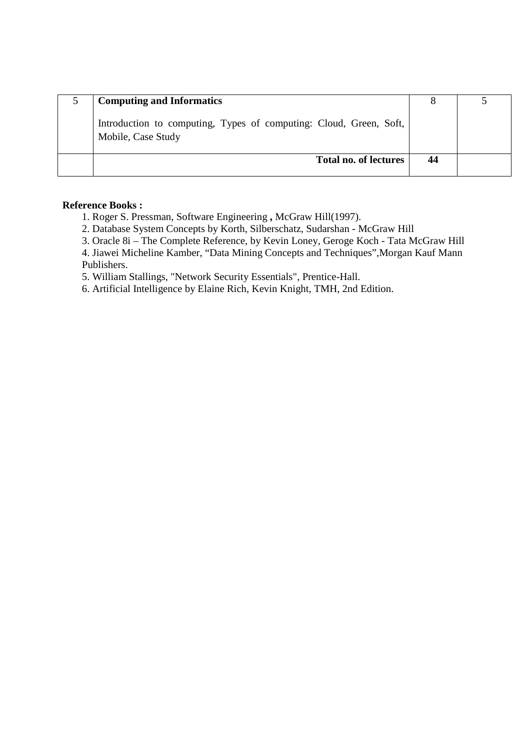| 5 | **Computing and Informatics**<br><br>Introduction to computing, Types of computing: Cloud, Green, Soft, Mobile, Case Study | 8 | 5 |
|---|---|---|---|
| | **Total no. of lectures** | **44** | |

**Reference Books :**

1. Roger S. Pressman, Software Engineering **,** McGraw Hill(1997).
2. Database System Concepts by Korth, Silberschatz, Sudarshan - McGraw Hill
3. Oracle 8i – The Complete Reference, by Kevin Loney, Geroge Koch - Tata McGraw Hill
4. Jiawei Micheline Kamber, "Data Mining Concepts and Techniques",Morgan Kauf Mann Publishers.
5. William Stallings, "Network Security Essentials", Prentice-Hall.
6. Artificial Intelligence by Elaine Rich, Kevin Knight, TMH, 2nd Edition.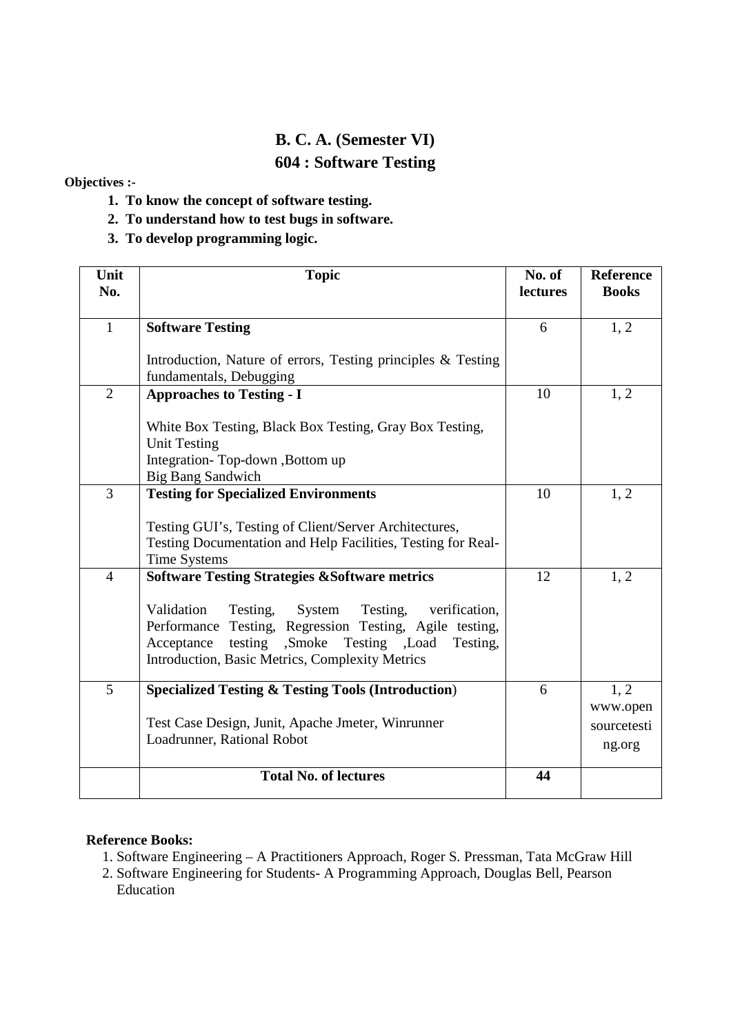# B. C. A. (Semester VI)

## 604 : Software Testing

**Objectives :-**

1. **To know the concept of software testing.**
2. **To understand how to test bugs in software.**
3. **To develop programming logic.**

| Unit No. | Topic | No. of lectures | Reference Books |
|---|---|---|---|
| 1 | **Software Testing**<br><br>Introduction, Nature of errors, Testing principles & Testing fundamentals, Debugging | 6 | 1, 2 |
| 2 | **Approaches to Testing - I**<br><br>White Box Testing, Black Box Testing, Gray Box Testing, Unit Testing<br>Integration- Top-down ,Bottom up<br>Big Bang Sandwich | 10 | 1, 2 |
| 3 | **Testing for Specialized Environments**<br><br>Testing GUI's, Testing of Client/Server Architectures, Testing Documentation and Help Facilities, Testing for Real-Time Systems | 10 | 1, 2 |
| 4 | **Software Testing Strategies &Software metrics**<br><br>Validation Testing, System Testing, verification, Performance Testing, Regression Testing, Agile testing, Acceptance testing ,Smoke Testing ,Load Testing, Introduction, Basic Metrics, Complexity Metrics | 12 | 1, 2 |
| 5 | **Specialized Testing & Testing Tools (Introduction)**<br><br>Test Case Design, Junit, Apache Jmeter, Winrunner Loadrunner, Rational Robot | 6 | 1, 2<br>www.opensourcetesting.org |
| | **Total No. of lectures** | **44** | |

**Reference Books:**

1. Software Engineering – A Practitioners Approach, Roger S. Pressman, Tata McGraw Hill
2. Software Engineering for Students- A Programming Approach, Douglas Bell, Pearson Education